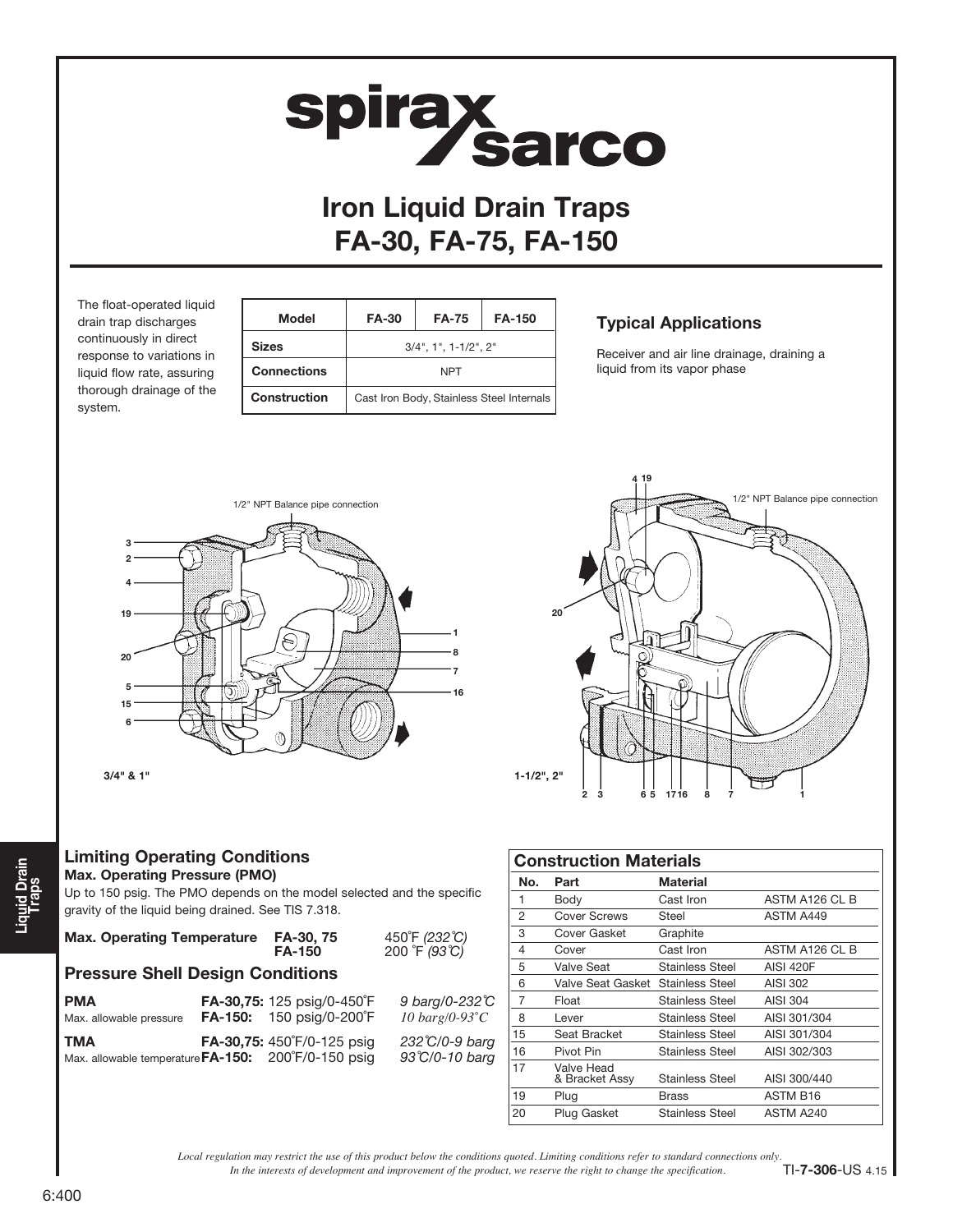# Iron Liquid Drain Traps
# FA-30, FA-75, FA-150

The float-operated liquid drain trap discharges continuously in direct response to variations in liquid flow rate, assuring thorough drainage of the system.

| Model | FA-30 | FA-75 | FA-150 |
|---|---|---|---|
| **Sizes** | 3/4", 1", 1-1/2", 2" | | |
| **Connections** | NPT | | |
| **Construction** | Cast Iron Body, Stainless Steel Internals | | |

## Typical Applications

Receiver and air line drainage, draining a liquid from its vapor phase

1/2" NPT Balance pipe connection

3/4" & 1"

1/2" NPT Balance pipe connection

1-1/2", 2"

## Limiting Operating Conditions

### Max. Operating Pressure (PMO)

Up to 150 psig. The PMO depends on the model selected and the specific gravity of the liquid being drained. See TIS 7.318.

**Max. Operating Temperature** **FA-30, 75** 450˚F *(232˚C)*
**FA-150** 200 ˚F *(93˚C)*

### Pressure Shell Design Conditions

| | | | |
|---|---|---|---|
| **PMA** | **FA-30,75:** | 125 psig/0-450˚F | *9 barg/0-232˚C* |
| Max. allowable pressure | **FA-150:** | 150 psig/0-200˚F | *10 barg/0-93˚C* |
| **TMA** | **FA-30,75:** | 450˚F/0-125 psig | *232˚C/0-9 barg* |
| Max. allowable temperature | **FA-150:** | 200˚F/0-150 psig | *93˚C/0-10 barg* |

## Construction Materials

| No. | Part | Material | |
|---|---|---|---|
| 1 | Body | Cast Iron | ASTM A126 CL B |
| 2 | Cover Screws | Steel | ASTM A449 |
| 3 | Cover Gasket | Graphite | |
| 4 | Cover | Cast Iron | ASTM A126 CL B |
| 5 | Valve Seat | Stainless Steel | AISI 420F |
| 6 | Valve Seat Gasket | Stainless Steel | AISI 302 |
| 7 | Float | Stainless Steel | AISI 304 |
| 8 | Lever | Stainless Steel | AISI 301/304 |
| 15 | Seat Bracket | Stainless Steel | AISI 301/304 |
| 16 | Pivot Pin | Stainless Steel | AISI 302/303 |
| 17 | Valve Head & Bracket Assy | Stainless Steel | AISI 300/440 |
| 19 | Plug | Brass | ASTM B16 |
| 20 | Plug Gasket | Stainless Steel | ASTM A240 |

*Local regulation may restrict the use of this product below the conditions quoted. Limiting conditions refer to standard connections only.*
*In the interests of development and improvement of the product, we reserve the right to change the specification.*

TI-**7-306**-US 4.15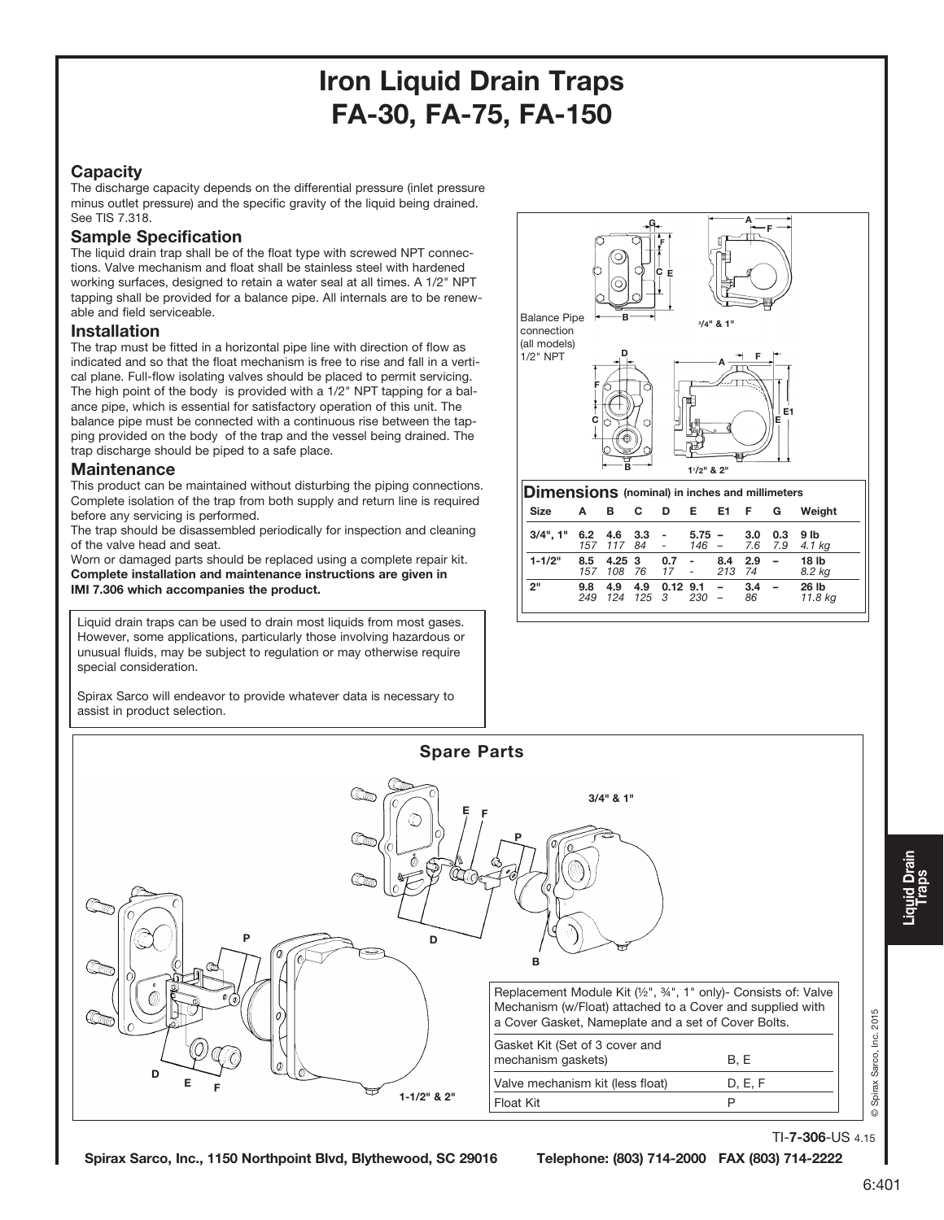# Iron Liquid Drain Traps FA-30, FA-75, FA-150

## Capacity

The discharge capacity depends on the differential pressure (inlet pressure minus outlet pressure) and the specific gravity of the liquid being drained. See TIS 7.318.

## Sample Specification

The liquid drain trap shall be of the float type with screwed NPT connections. Valve mechanism and float shall be stainless steel with hardened working surfaces, designed to retain a water seal at all times. A 1/2" NPT tapping shall be provided for a balance pipe. All internals are to be renewable and field serviceable.

## Installation

The trap must be fitted in a horizontal pipe line with direction of flow as indicated and so that the float mechanism is free to rise and fall in a vertical plane. Full-flow isolating valves should be placed to permit servicing. The high point of the body is provided with a 1/2" NPT tapping for a balance pipe, which is essential for satisfactory operation of this unit. The balance pipe must be connected with a continuous rise between the tapping provided on the body of the trap and the vessel being drained. The trap discharge should be piped to a safe place.

## Maintenance

This product can be maintained without disturbing the piping connections. Complete isolation of the trap from both supply and return line is required before any servicing is performed.

The trap should be disassembled periodically for inspection and cleaning of the valve head and seat.

Worn or damaged parts should be replaced using a complete repair kit. **Complete installation and maintenance instructions are given in IMI 7.306 which accompanies the product.**

Liquid drain traps can be used to drain most liquids from most gases. However, some applications, particularly those involving hazardous or unusual fluids, may be subject to regulation or may otherwise require special consideration.

Spirax Sarco will endeavor to provide whatever data is necessary to assist in product selection.

Balance Pipe connection (all models) 1/2" NPT

3/4" & 1"

1-1/2" & 2"

## Dimensions (nominal) in inches and millimeters

| Size | A | B | C | D | E | E1 | F | G | Weight |
|---|---|---|---|---|---|---|---|---|---|
| 3/4", 1" | 6.2 *157* | 4.6 *117* | 3.3 *84* | - - | 5.75 *146* | – – | 3.0 *7.6* | 0.3 *7.9* | 9 lb *4.1 kg* |
| 1-1/2" | 8.5 *157* | 4.25 *108* | 3 *76* | 0.7 *17* | - - | 8.4 *213* | 2.9 *74* | – | 18 lb *8.2 kg* |
| 2" | 9.8 *249* | 4.9 *124* | 4.9 *125* | 0.12 *3* | 9.1 *230* | – – | 3.4 *86* | – | 26 lb *11.8 kg* |

## Spare Parts

3/4" & 1"

1-1/2" & 2"

| | |
|---|---|
| Replacement Module Kit (½", ¾", 1" only)- Consists of: Valve Mechanism (w/Float) attached to a Cover and supplied with a Cover Gasket, Nameplate and a set of Cover Bolts. | |
| Gasket Kit (Set of 3 cover and mechanism gaskets) | B, E |
| Valve mechanism kit (less float) | D, E, F |
| Float Kit | P |

TI-7-306-US 4.15

Spirax Sarco, Inc., 1150 Northpoint Blvd, Blythewood, SC 29016 Telephone: (803) 714-2000 FAX (803) 714-2222

© Spirax Sarco, Inc. 2015